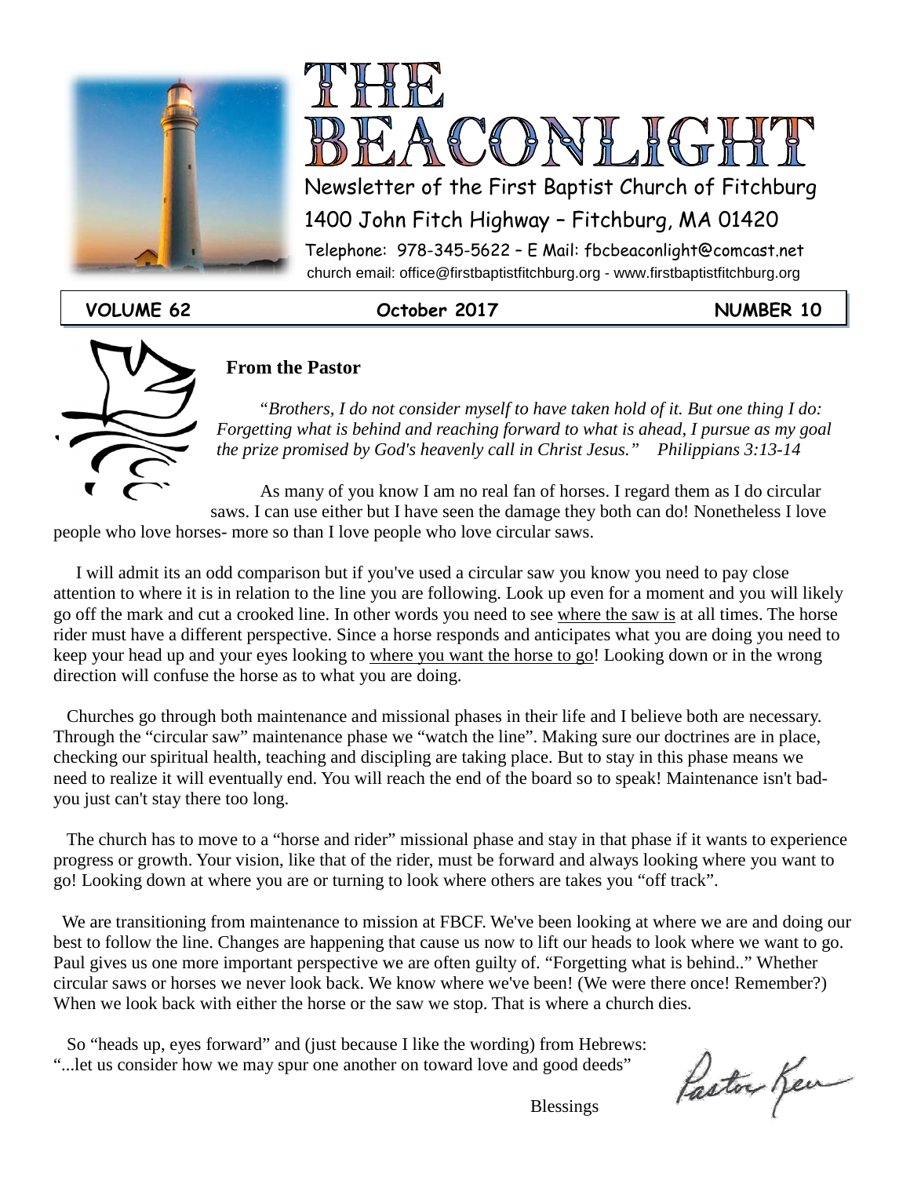# THE BEACONLIGHT

Newsletter of the First Baptist Church of Fitchburg

1400 John Fitch Highway – Fitchburg, MA 01420

Telephone: 978-345-5622 – E Mail: fbcbeaconlight@comcast.net

church email: office@firstbaptistfitchburg.org - www.firstbaptistfitchburg.org

**VOLUME 62** **October 2017** **NUMBER 10**

## From the Pastor

*"Brothers, I do not consider myself to have taken hold of it. But one thing I do: Forgetting what is behind and reaching forward to what is ahead, I pursue as my goal the prize promised by God's heavenly call in Christ Jesus." Philippians 3:13-14*

As many of you know I am no real fan of horses. I regard them as I do circular saws. I can use either but I have seen the damage they both can do! Nonetheless I love people who love horses- more so than I love people who love circular saws.

I will admit its an odd comparison but if you've used a circular saw you know you need to pay close attention to where it is in relation to the line you are following. Look up even for a moment and you will likely go off the mark and cut a crooked line. In other words you need to see where the saw is at all times. The horse rider must have a different perspective. Since a horse responds and anticipates what you are doing you need to keep your head up and your eyes looking to where you want the horse to go! Looking down or in the wrong direction will confuse the horse as to what you are doing.

Churches go through both maintenance and missional phases in their life and I believe both are necessary. Through the "circular saw" maintenance phase we "watch the line". Making sure our doctrines are in place, checking our spiritual health, teaching and discipling are taking place. But to stay in this phase means we need to realize it will eventually end. You will reach the end of the board so to speak! Maintenance isn't bad-you just can't stay there too long.

The church has to move to a "horse and rider" missional phase and stay in that phase if it wants to experience progress or growth. Your vision, like that of the rider, must be forward and always looking where you want to go! Looking down at where you are or turning to look where others are takes you "off track".

We are transitioning from maintenance to mission at FBCF. We've been looking at where we are and doing our best to follow the line. Changes are happening that cause us now to lift our heads to look where we want to go. Paul gives us one more important perspective we are often guilty of. "Forgetting what is behind.." Whether circular saws or horses we never look back. We know where we've been! (We were there once! Remember?) When we look back with either the horse or the saw we stop. That is where a church dies.

So "heads up, eyes forward" and (just because I like the wording) from Hebrews: "...let us consider how we may spur one another on toward love and good deeds"

Blessings

Pastor Ken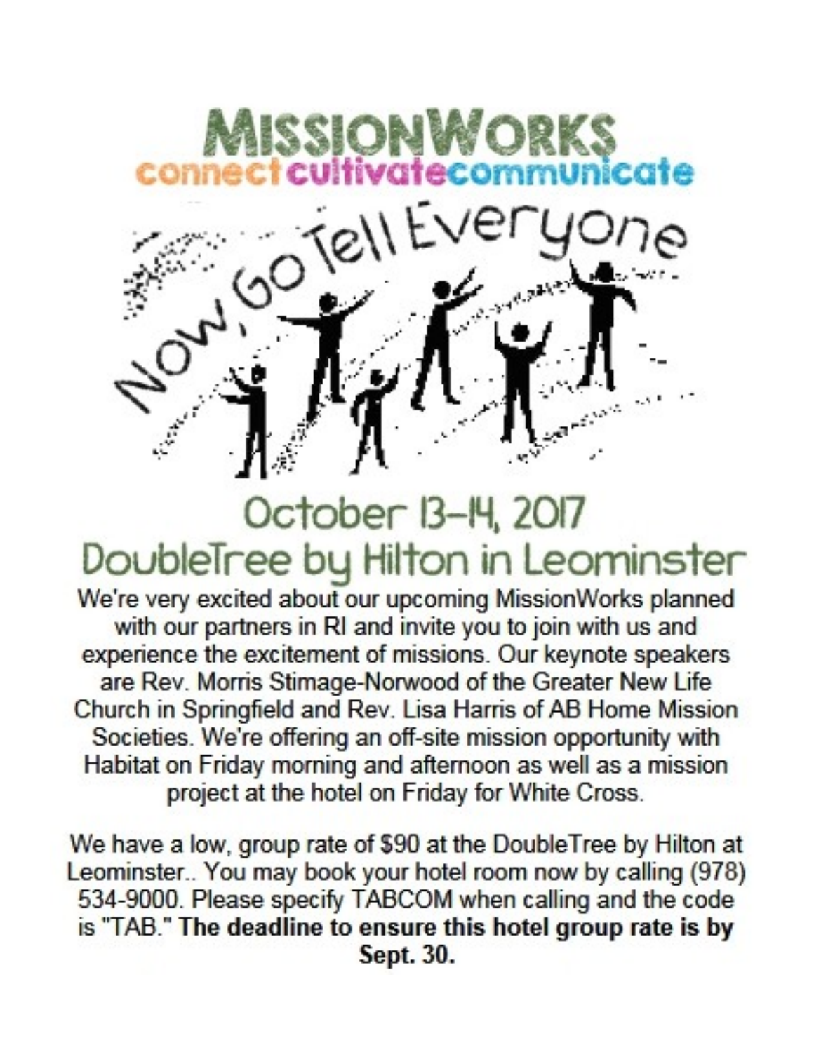# MISSIONWORKS

connect cultivate communicate

Now, Go Tell Everyone

## October 13-14, 2017
## DoubleTree by Hilton in Leominster

We're very excited about our upcoming MissionWorks planned with our partners in RI and invite you to join with us and experience the excitement of missions. Our keynote speakers are Rev. Morris Stimage-Norwood of the Greater New Life Church in Springfield and Rev. Lisa Harris of AB Home Mission Societies. We're offering an off-site mission opportunity with Habitat on Friday morning and afternoon as well as a mission project at the hotel on Friday for White Cross.

We have a low, group rate of $90 at the DoubleTree by Hilton at Leominster.. You may book your hotel room now by calling (978) 534-9000. Please specify TABCOM when calling and the code is "TAB." **The deadline to ensure this hotel group rate is by Sept. 30.**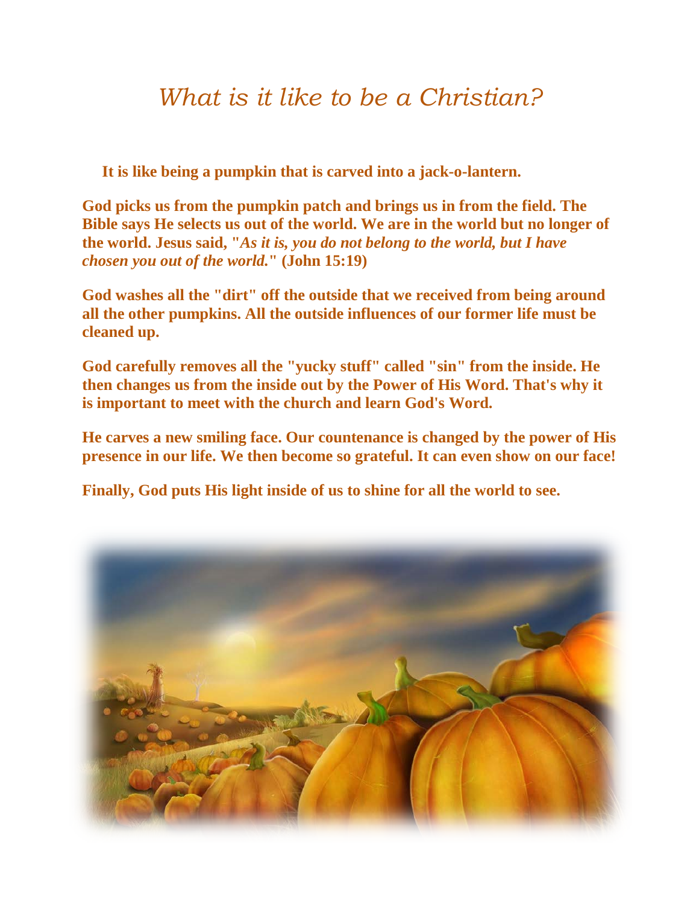# *What is it like to be a Christian?*

**It is like being a pumpkin that is carved into a jack-o-lantern.**

**God picks us from the pumpkin patch and brings us in from the field. The Bible says He selects us out of the world. We are in the world but no longer of the world. Jesus said, "*As it is, you do not belong to the world, but I have chosen you out of the world.*" (John 15:19)**

**God washes all the "dirt" off the outside that we received from being around all the other pumpkins. All the outside influences of our former life must be cleaned up.**

**God carefully removes all the "yucky stuff" called "sin" from the inside. He then changes us from the inside out by the Power of His Word. That's why it is important to meet with the church and learn God's Word.**

**He carves a new smiling face. Our countenance is changed by the power of His presence in our life. We then become so grateful. It can even show on our face!**

**Finally, God puts His light inside of us to shine for all the world to see.**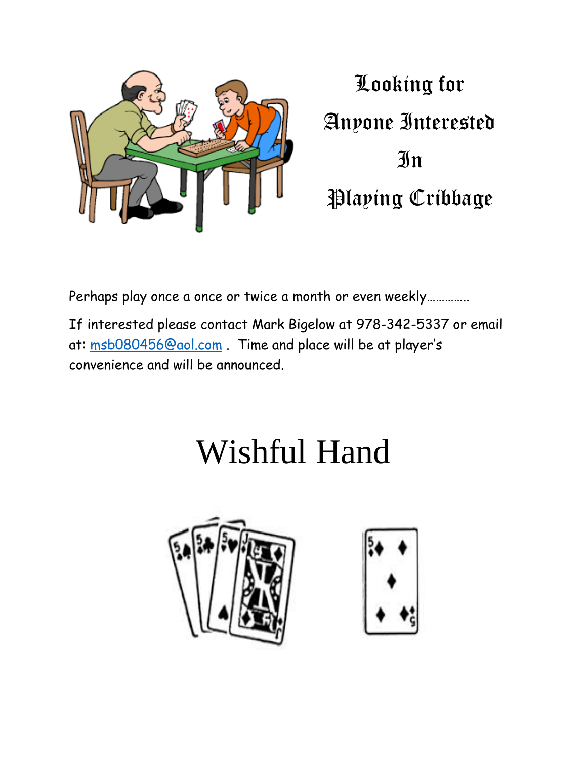# Looking for Anyone Interested In Playing Cribbage

Perhaps play once a once or twice a month or even weekly…………..

If interested please contact Mark Bigelow at 978-342-5337 or email at: msb080456@aol.com . Time and place will be at player's convenience and will be announced.

# Wishful Hand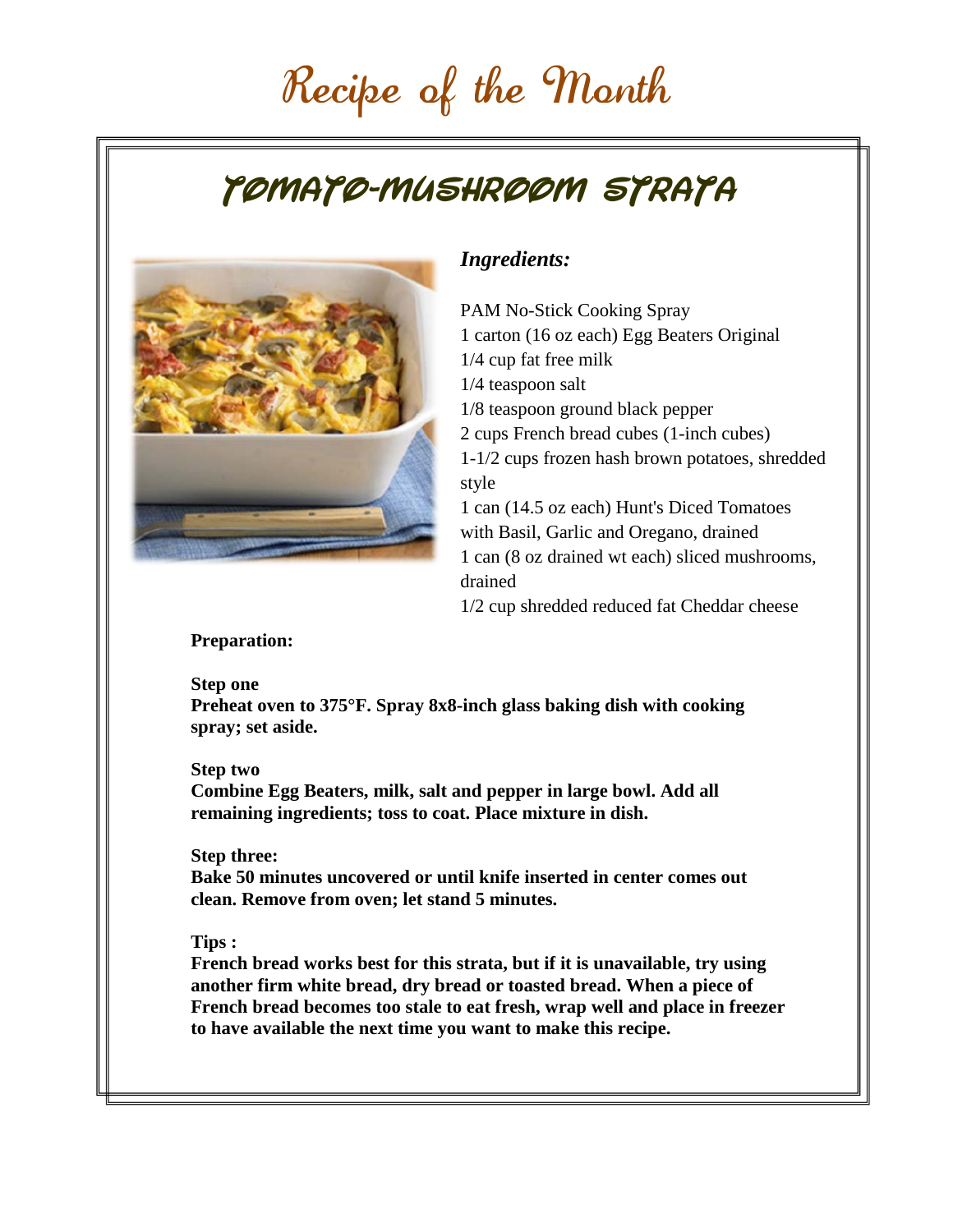# Recipe of the Month

## TOMATO-MUSHROOM STRATA

***Ingredients:***

PAM No-Stick Cooking Spray
1 carton (16 oz each) Egg Beaters Original
1/4 cup fat free milk
1/4 teaspoon salt
1/8 teaspoon ground black pepper
2 cups French bread cubes (1-inch cubes)
1-1/2 cups frozen hash brown potatoes, shredded style
1 can (14.5 oz each) Hunt's Diced Tomatoes with Basil, Garlic and Oregano, drained
1 can (8 oz drained wt each) sliced mushrooms, drained
1/2 cup shredded reduced fat Cheddar cheese

**Preparation:**

**Step one**
**Preheat oven to 375°F. Spray 8x8-inch glass baking dish with cooking spray; set aside.**

**Step two**
**Combine Egg Beaters, milk, salt and pepper in large bowl. Add all remaining ingredients; toss to coat. Place mixture in dish.**

**Step three:**
**Bake 50 minutes uncovered or until knife inserted in center comes out clean. Remove from oven; let stand 5 minutes.**

**Tips :**
**French bread works best for this strata, but if it is unavailable, try using another firm white bread, dry bread or toasted bread. When a piece of French bread becomes too stale to eat fresh, wrap well and place in freezer to have available the next time you want to make this recipe.**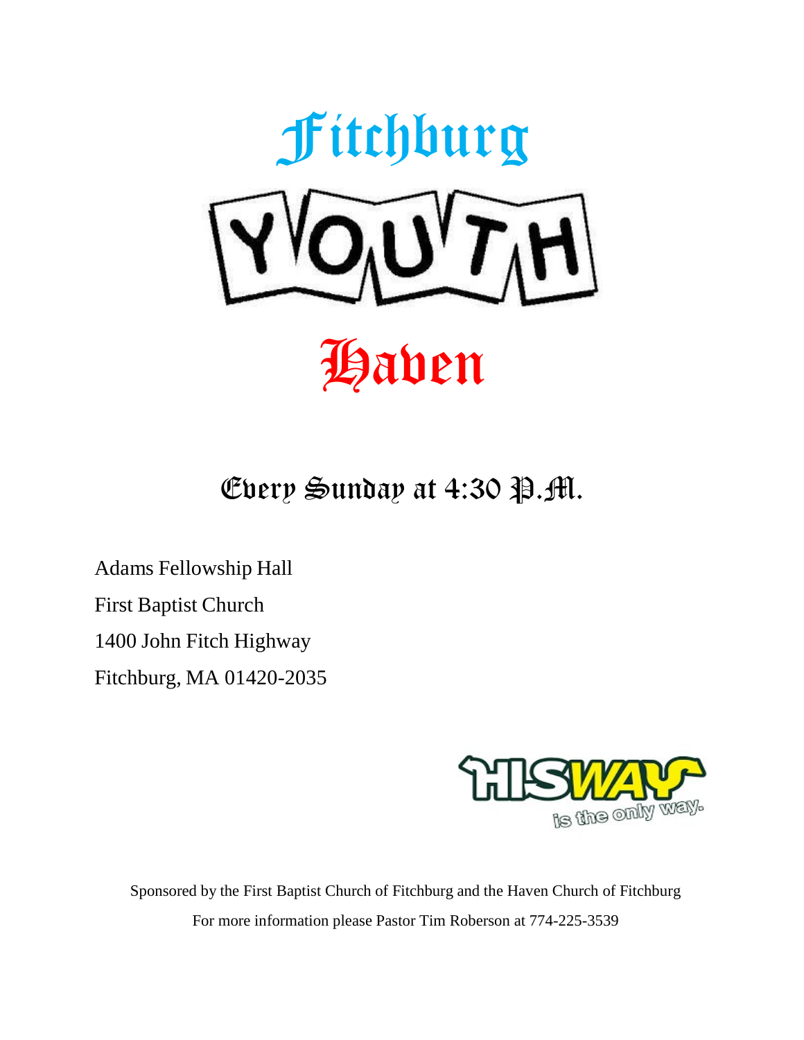# Fitchburg

# YOUTH

# Haven

## Every Sunday at 4:30 P.M.

Adams Fellowship Hall

First Baptist Church

1400 John Fitch Highway

Fitchburg, MA 01420-2035

HISWAY is the only way.

Sponsored by the First Baptist Church of Fitchburg and the Haven Church of Fitchburg

For more information please Pastor Tim Roberson at 774-225-3539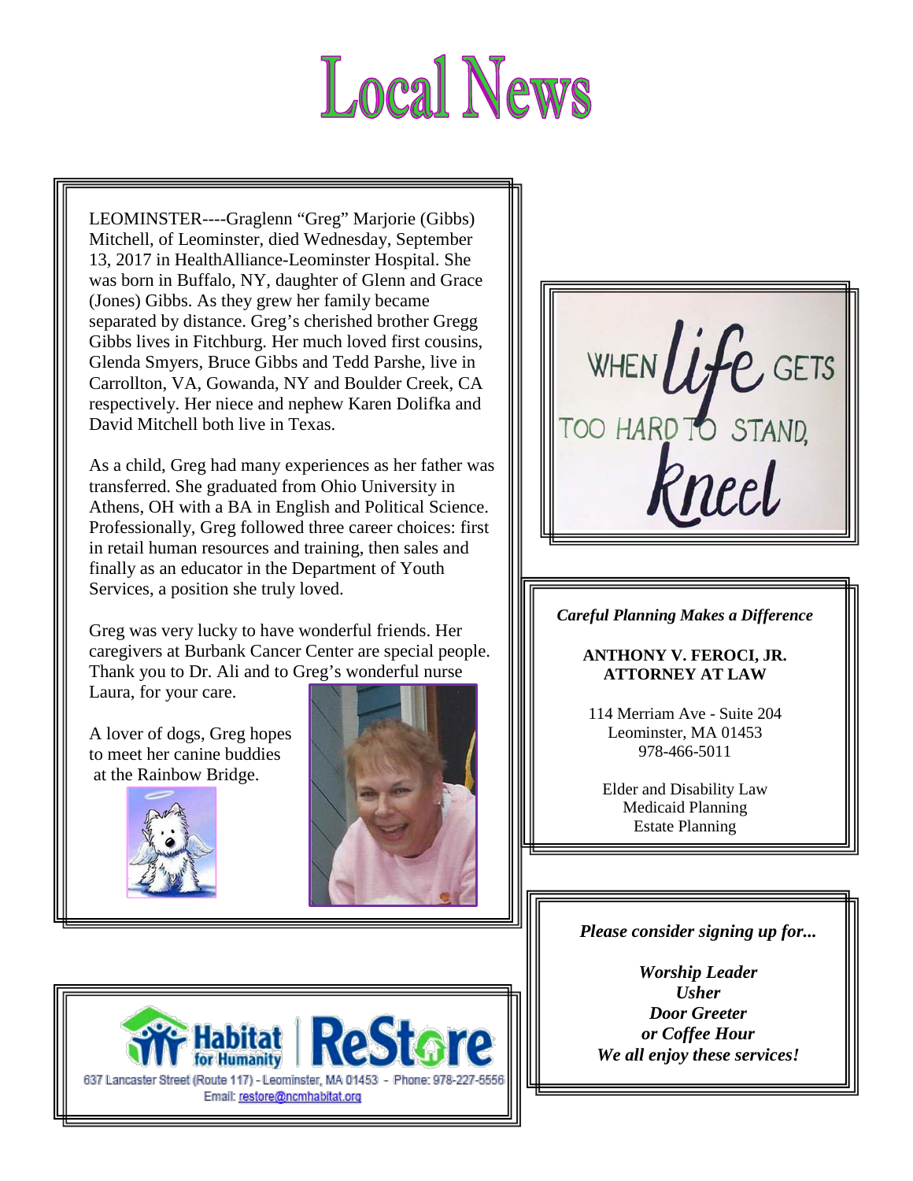# Local News

LEOMINSTER----Graglenn “Greg” Marjorie (Gibbs) Mitchell, of Leominster, died Wednesday, September 13, 2017 in HealthAlliance-Leominster Hospital. She was born in Buffalo, NY, daughter of Glenn and Grace (Jones) Gibbs. As they grew her family became separated by distance. Greg’s cherished brother Gregg Gibbs lives in Fitchburg. Her much loved first cousins, Glenda Smyers, Bruce Gibbs and Tedd Parshe, live in Carrollton, VA, Gowanda, NY and Boulder Creek, CA respectively. Her niece and nephew Karen Dolifka and David Mitchell both live in Texas.

As a child, Greg had many experiences as her father was transferred. She graduated from Ohio University in Athens, OH with a BA in English and Political Science. Professionally, Greg followed three career choices: first in retail human resources and training, then sales and finally as an educator in the Department of Youth Services, a position she truly loved.

Greg was very lucky to have wonderful friends. Her caregivers at Burbank Cancer Center are special people. Thank you to Dr. Ali and to Greg’s wonderful nurse Laura, for your care.

A lover of dogs, Greg hopes to meet her canine buddies at the Rainbow Bridge.

WHEN *life* GETS TOO HARD TO STAND, *Kneel*

*Careful Planning Makes a Difference*

**ANTHONY V. FEROCI, JR.**
**ATTORNEY AT LAW**

114 Merriam Ave - Suite 204
Leominster, MA 01453
978-466-5011

Elder and Disability Law
Medicaid Planning
Estate Planning

Habitat for Humanity | ReStore

637 Lancaster Street (Route 117) - Leominster, MA 01453 - Phone: 978-227-5556
Email: restore@ncmhabitat.org

***Please consider signing up for...***

***Worship Leader***
***Usher***
***Door Greeter***
***or Coffee Hour***
***We all enjoy these services!***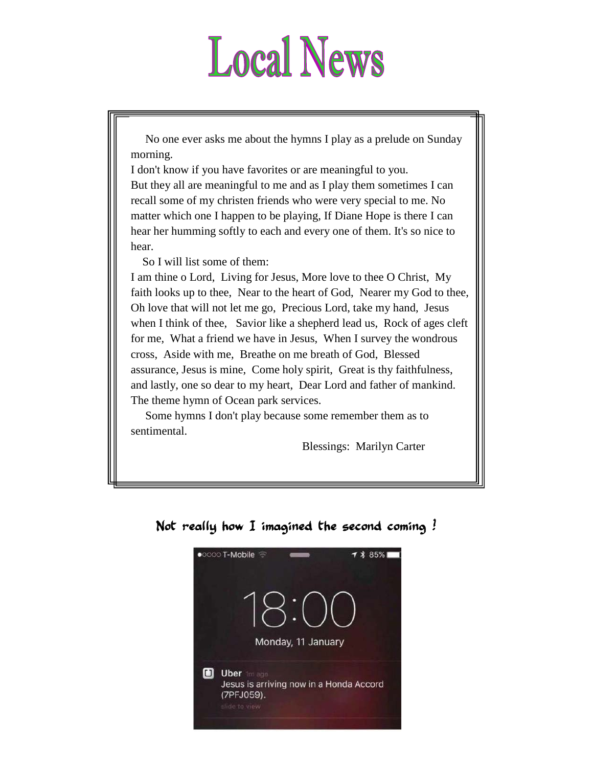# Local News

No one ever asks me about the hymns I play as a prelude on Sunday morning.

I don't know if you have favorites or are meaningful to you.

But they all are meaningful to me and as I play them sometimes I can recall some of my christen friends who were very special to me. No matter which one I happen to be playing, If Diane Hope is there I can hear her humming softly to each and every one of them. It's so nice to hear.

So I will list some of them:

I am thine o Lord, Living for Jesus, More love to thee O Christ, My faith looks up to thee, Near to the heart of God, Nearer my God to thee, Oh love that will not let me go, Precious Lord, take my hand, Jesus when I think of thee, Savior like a shepherd lead us, Rock of ages cleft for me, What a friend we have in Jesus, When I survey the wondrous cross, Aside with me, Breathe on me breath of God, Blessed assurance, Jesus is mine, Come holy spirit, Great is thy faithfulness, and lastly, one so dear to my heart, Dear Lord and father of mankind. The theme hymn of Ocean park services.

Some hymns I don't play because some remember them as to sentimental.

Blessings: Marilyn Carter

Not really how I imagined the second coming !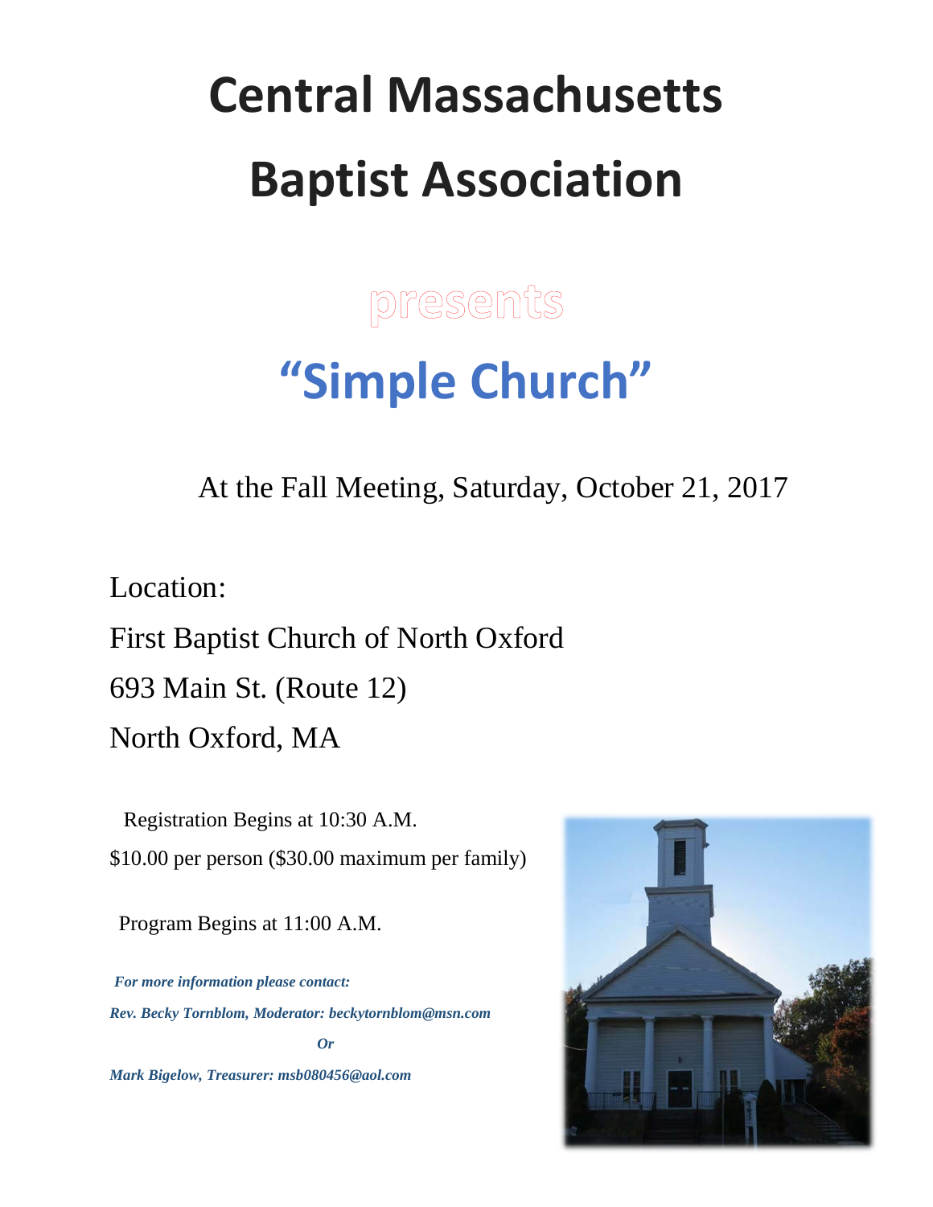# Central Massachusetts Baptist Association

presents

## "Simple Church"

At the Fall Meeting, Saturday, October 21, 2017

Location:

First Baptist Church of North Oxford

693 Main St. (Route 12)

North Oxford, MA

Registration Begins at 10:30 A.M.

$10.00 per person ($30.00 maximum per family)

Program Begins at 11:00 A.M.

***For more information please contact:***

***Rev. Becky Tornblom, Moderator: beckytornblom@msn.com***

***Or***

***Mark Bigelow, Treasurer: msb080456@aol.com***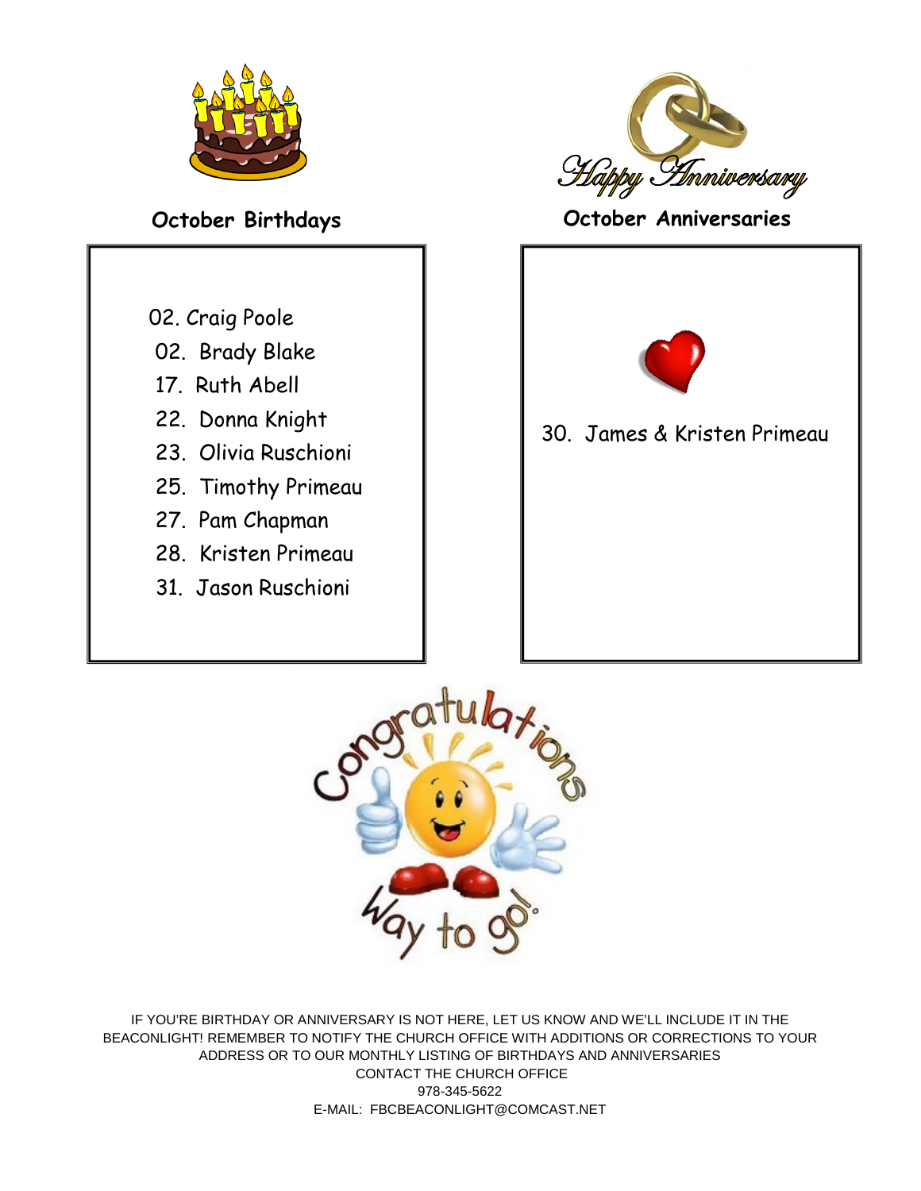## October Birthdays

02. Craig Poole
02. Brady Blake
17. Ruth Abell
22. Donna Knight
23. Olivia Ruschioni
25. Timothy Primeau
27. Pam Chapman
28. Kristen Primeau
31. Jason Ruschioni

## October Anniversaries

30. James & Kristen Primeau

IF YOU'RE BIRTHDAY OR ANNIVERSARY IS NOT HERE, LET US KNOW AND WE'LL INCLUDE IT IN THE BEACONLIGHT! REMEMBER TO NOTIFY THE CHURCH OFFICE WITH ADDITIONS OR CORRECTIONS TO YOUR ADDRESS OR TO OUR MONTHLY LISTING OF BIRTHDAYS AND ANNIVERSARIES

CONTACT THE CHURCH OFFICE

978-345-5622

E-MAIL: FBCBEACONLIGHT@COMCAST.NET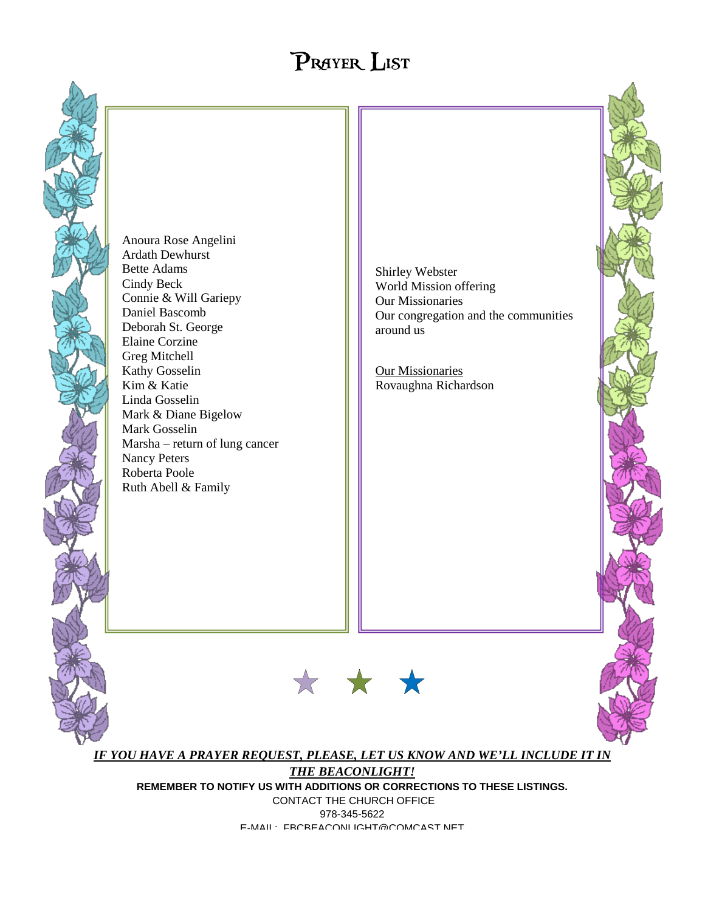# Prayer List

Anoura Rose Angelini
Ardath Dewhurst
Bette Adams
Cindy Beck
Connie & Will Gariepy
Daniel Bascomb
Deborah St. George
Elaine Corzine
Greg Mitchell
Kathy Gosselin
Kim & Katie
Linda Gosselin
Mark & Diane Bigelow
Mark Gosselin
Marsha – return of lung cancer
Nancy Peters
Roberta Poole
Ruth Abell & Family

Shirley Webster
World Mission offering
Our Missionaries
Our congregation and the communities around us

Our Missionaries
Rovaughna Richardson

***IF YOU HAVE A PRAYER REQUEST, PLEASE, LET US KNOW AND WE'LL INCLUDE IT IN THE BEACONLIGHT!***

**REMEMBER TO NOTIFY US WITH ADDITIONS OR CORRECTIONS TO THESE LISTINGS.**

CONTACT THE CHURCH OFFICE
978-345-5622
E-MAIL: FBCBEACONLIGHT@COMCAST.NET